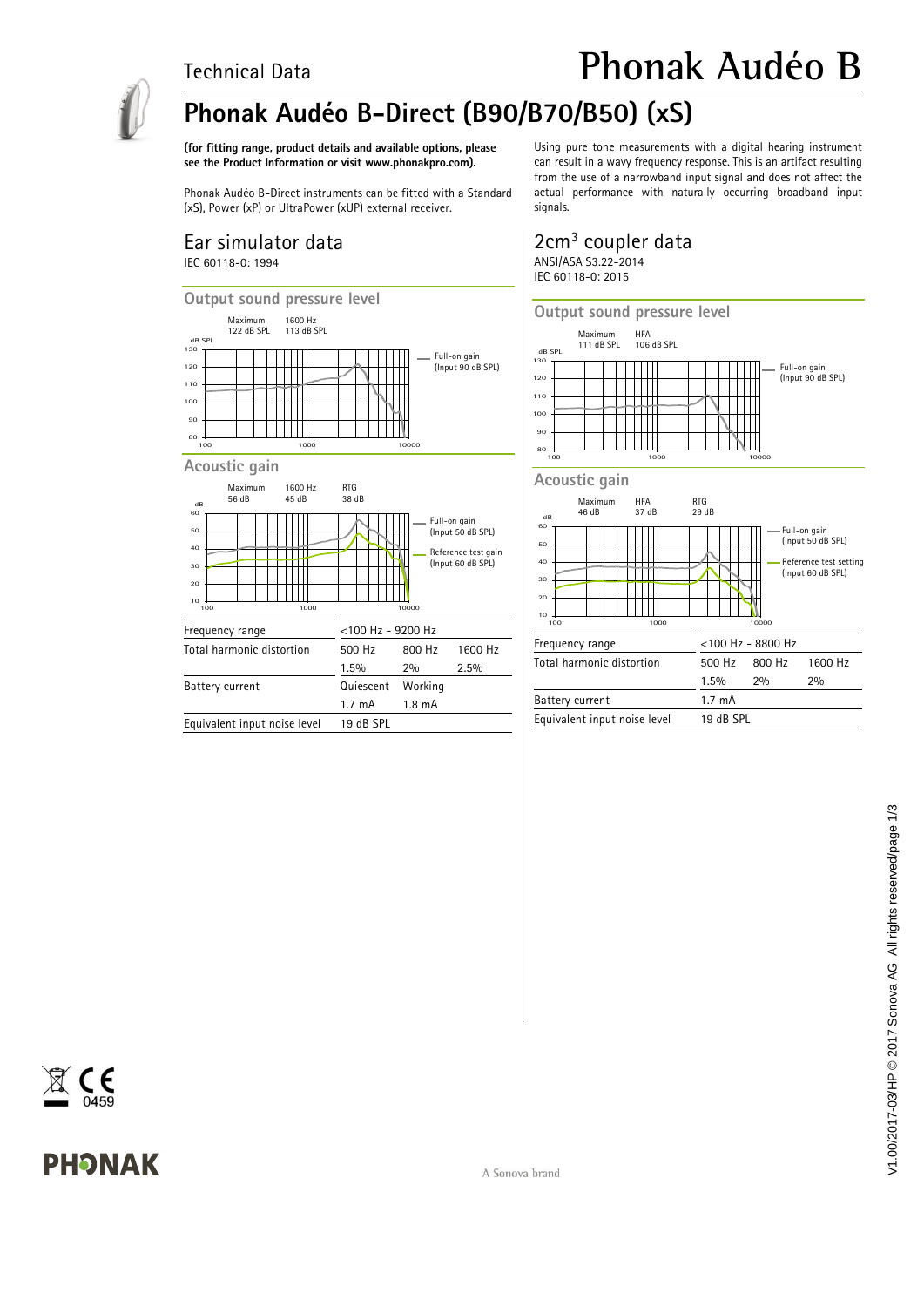Technical Data

# Phonak Audéo B

## Phonak Audéo B-Direct (B90/B70/B50) (xS)

**(for fitting range, product details and available options, please see the Product Information or visit www.phonakpro.com).**

Phonak Audéo B-Direct instruments can be fitted with a Standard (xS), Power (xP) or UltraPower (xUP) external receiver.

Using pure tone measurements with a digital hearing instrument can result in a wavy frequency response. This is an artifact resulting from the use of a narrowband input signal and does not affect the actual performance with naturally occurring broadband input signals.

## Ear simulator data

IEC 60118-0: 1994

### Output sound pressure level

Maximum 122 dB SPL | 1600 Hz 113 dB SPL

Full-on gain (Input 90 dB SPL)

### Acoustic gain

Maximum 56 dB | 1600 Hz 45 dB | RTG 38 dB

Full-on gain (Input 50 dB SPL)

Reference test gain (Input 60 dB SPL)

| Frequency range | <100 Hz - 9200 Hz | | |
|---|---|---|---|
| Total harmonic distortion | 500 Hz | 800 Hz | 1600 Hz |
| | 1.5% | 2% | 2.5% |
| Battery current | Quiescent | Working | |
| | 1.7 mA | 1.8 mA | |
| Equivalent input noise level | 19 dB SPL | | |

## 2cm³ coupler data

ANSI/ASA S3.22-2014
IEC 60118-0: 2015

### Output sound pressure level

Maximum 111 dB SPL | HFA 106 dB SPL

Full-on gain (Input 90 dB SPL)

### Acoustic gain

Maximum 46 dB | HFA 37 dB | RTG 29 dB

Full-on gain (Input 50 dB SPL)

Reference test setting (Input 60 dB SPL)

| Frequency range | <100 Hz - 8800 Hz | | |
|---|---|---|---|
| Total harmonic distortion | 500 Hz | 800 Hz | 1600 Hz |
| | 1.5% | 2% | 2% |
| Battery current | 1.7 mA | | |
| Equivalent input noise level | 19 dB SPL | | |

V1.00/2017-03/HP © 2017 Sonova AG All rights reserved

PHONAK

A Sonova brand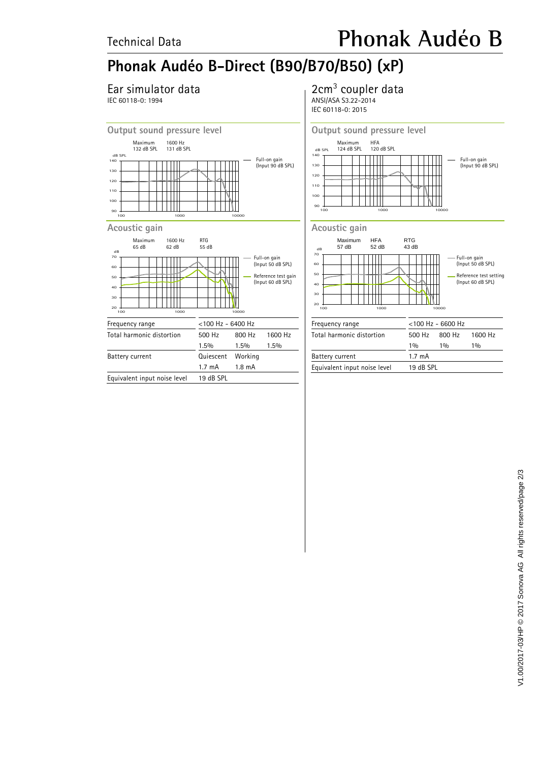# Phonak Audéo B-Direct (B90/B70/B50) (xP)

## Ear simulator data

IEC 60118-0: 1994

### Output sound pressure level

Maximum 132 dB SPL    1600 Hz 131 dB SPL

— Full-on gain (Input 90 dB SPL)

### Acoustic gain

Maximum 65 dB    1600 Hz 62 dB    RTG 55 dB

— Full-on gain (Input 50 dB SPL)

— Reference test gain (Input 60 dB SPL)

| Frequency range | <100 Hz - 6400 Hz | | |
|---|---|---|---|
| Total harmonic distortion | 500 Hz | 800 Hz | 1600 Hz |
| | 1.5% | 1.5% | 1.5% |
| Battery current | Quiescent | Working | |
| | 1.7 mA | 1.8 mA | |
| Equivalent input noise level | 19 dB SPL | | |

## 2cm$^3$ coupler data

ANSI/ASA S3.22-2014
IEC 60118-0: 2015

### Output sound pressure level

Maximum 124 dB SPL    HFA 120 dB SPL

— Full-on gain (Input 90 dB SPL)

### Acoustic gain

Maximum 57 dB    HFA 52 dB    RTG 43 dB

— Full-on gain (Input 50 dB SPL)

— Reference test setting (Input 60 dB SPL)

| Frequency range | <100 Hz - 6600 Hz | | |
|---|---|---|---|
| Total harmonic distortion | 500 Hz | 800 Hz | 1600 Hz |
| | 1% | 1% | 1% |
| Battery current | 1.7 mA | | |
| Equivalent input noise level | 19 dB SPL | | |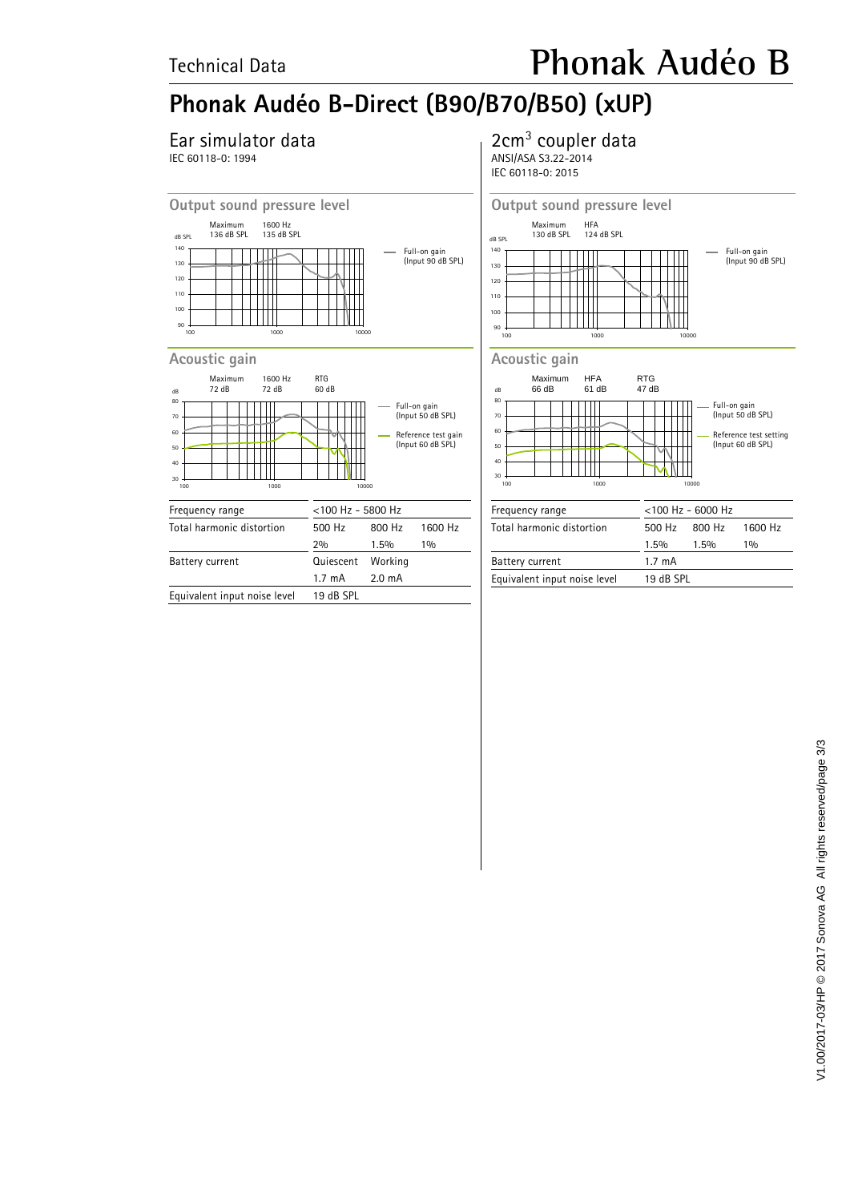# Phonak Audéo B-Direct (B90/B70/B50) (xUP)

## Ear simulator data

IEC 60118-0: 1994

### Output sound pressure level

Maximum 136 dB SPL
1600 Hz 135 dB SPL

dB SPL
140
130
120
110
100
90
100
1000
10000

Full-on gain (Input 90 dB SPL)

### Acoustic gain

Maximum 72 dB
1600 Hz 72 dB
RTG 60 dB

dB
80
70
60
50
40
30
100
1000
10000

Full-on gain (Input 50 dB SPL)
Reference test gain (Input 60 dB SPL)

| | | | |
|---|---|---|---|
| Frequency range | <100 Hz - 5800 Hz | | |
| Total harmonic distortion | 500 Hz | 800 Hz | 1600 Hz |
| | 2% | 1.5% | 1% |
| Battery current | Quiescent | Working | |
| | 1.7 mA | 2.0 mA | |
| Equivalent input noise level | 19 dB SPL | | |

## 2cm³ coupler data

ANSI/ASA S3.22-2014
IEC 60118-0: 2015

### Output sound pressure level

Maximum 130 dB SPL
HFA 124 dB SPL

dB SPL
140
130
120
110
100
90
100
1000
10000

Full-on gain (Input 90 dB SPL)

### Acoustic gain

Maximum 66 dB
HFA 61 dB
RTG 47 dB

dB
80
70
60
50
40
30
100
1000
10000

Full-on gain (Input 50 dB SPL)
Reference test setting (Input 60 dB SPL)

| | | | |
|---|---|---|---|
| Frequency range | <100 Hz - 6000 Hz | | |
| Total harmonic distortion | 500 Hz | 800 Hz | 1600 Hz |
| | 1.5% | 1.5% | 1% |
| Battery current | 1.7 mA | | |
| Equivalent input noise level | 19 dB SPL | | |

V1.00/2017-03/HP © 2017 Sonova AG All rights reserved